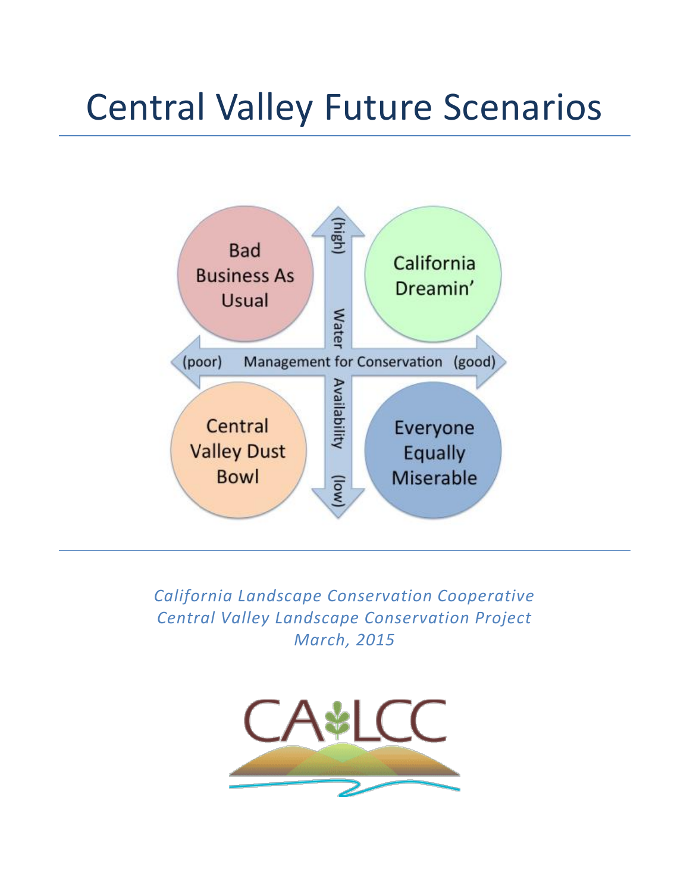# Central Valley Future Scenarios

| | (poor) Management for Conservation (good) | |
|---|---|---|
| Water Availability (high) | Bad Business As Usual | California Dreamin' |
| Water Availability (low) | Central Valley Dust Bowl | Everyone Equally Miserable |

*California Landscape Conservation Cooperative*
*Central Valley Landscape Conservation Project*
*March, 2015*

CA LCC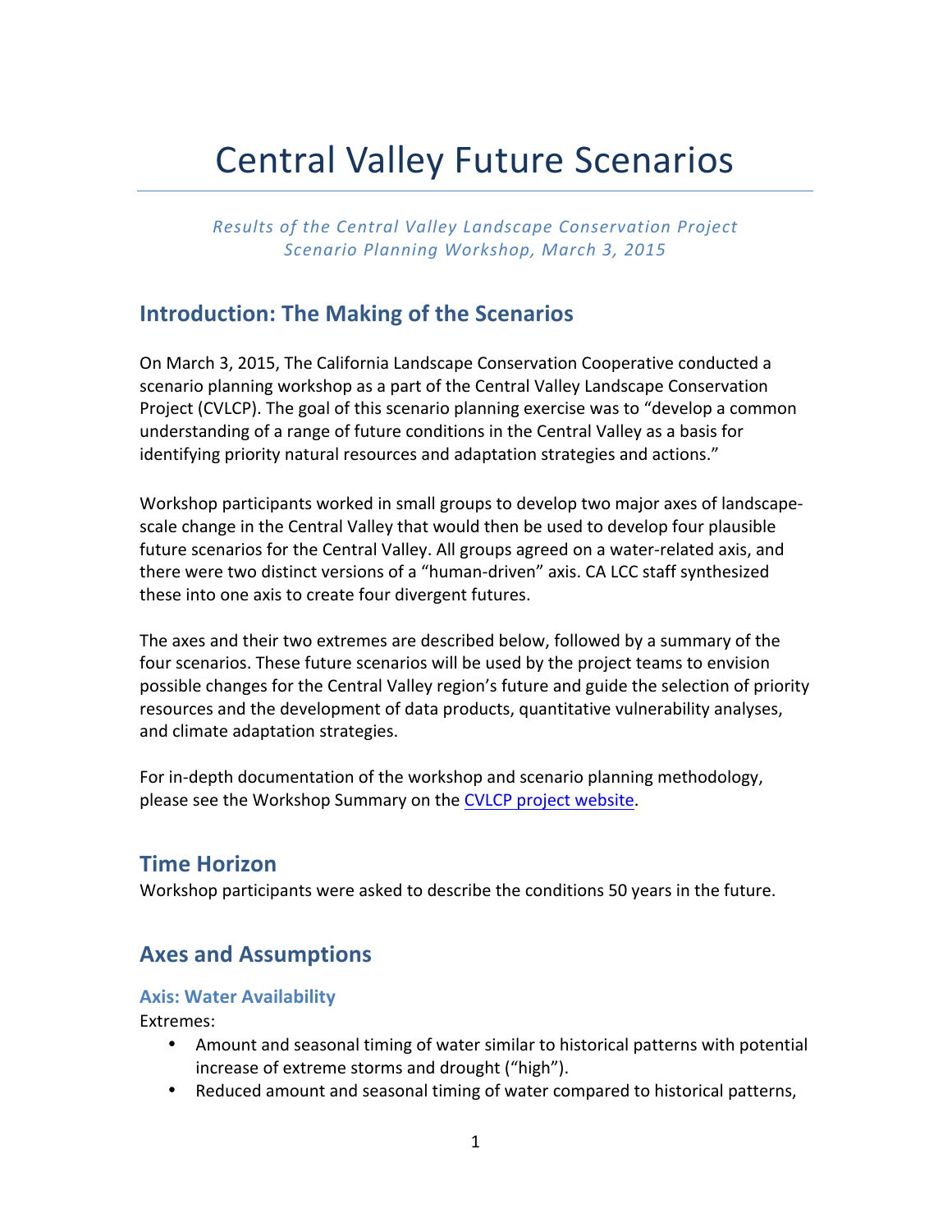# Central Valley Future Scenarios

*Results of the Central Valley Landscape Conservation Project Scenario Planning Workshop, March 3, 2015*

## Introduction: The Making of the Scenarios

On March 3, 2015, The California Landscape Conservation Cooperative conducted a scenario planning workshop as a part of the Central Valley Landscape Conservation Project (CVLCP). The goal of this scenario planning exercise was to "develop a common understanding of a range of future conditions in the Central Valley as a basis for identifying priority natural resources and adaptation strategies and actions."

Workshop participants worked in small groups to develop two major axes of landscape-scale change in the Central Valley that would then be used to develop four plausible future scenarios for the Central Valley. All groups agreed on a water-related axis, and there were two distinct versions of a "human-driven" axis. CA LCC staff synthesized these into one axis to create four divergent futures.

The axes and their two extremes are described below, followed by a summary of the four scenarios. These future scenarios will be used by the project teams to envision possible changes for the Central Valley region's future and guide the selection of priority resources and the development of data products, quantitative vulnerability analyses, and climate adaptation strategies.

For in-depth documentation of the workshop and scenario planning methodology, please see the Workshop Summary on the CVLCP project website.

## Time Horizon

Workshop participants were asked to describe the conditions 50 years in the future.

## Axes and Assumptions

### Axis: Water Availability

Extremes:

- Amount and seasonal timing of water similar to historical patterns with potential increase of extreme storms and drought ("high").
- Reduced amount and seasonal timing of water compared to historical patterns,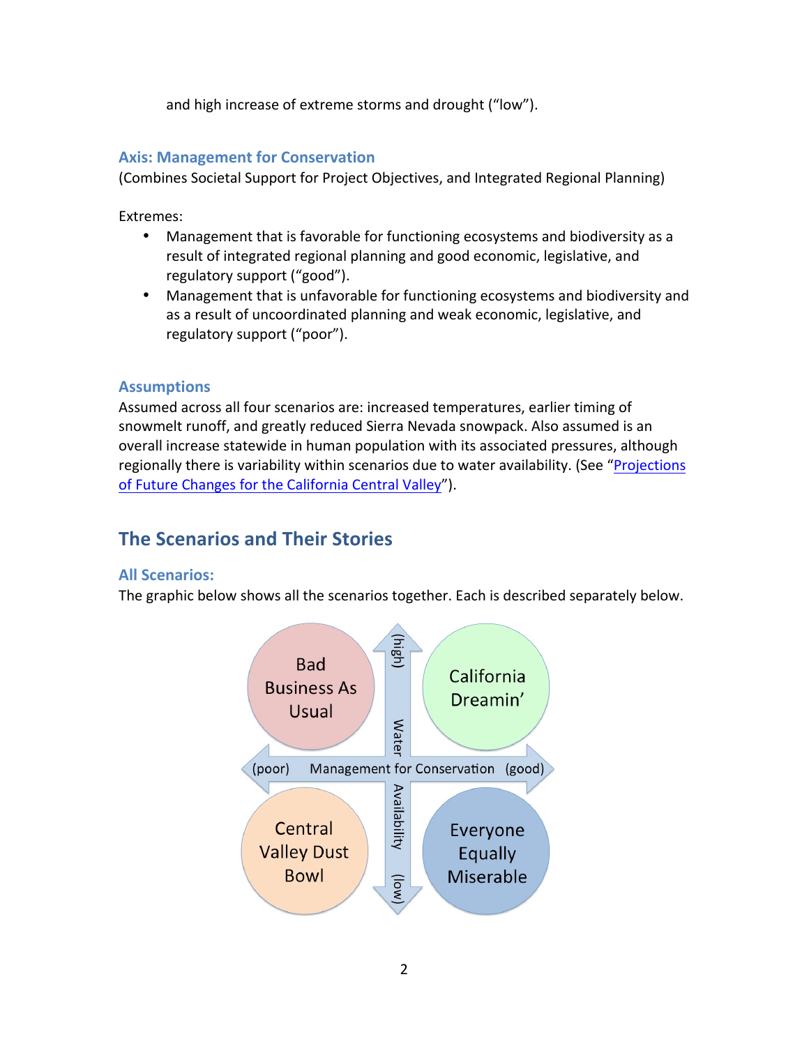and high increase of extreme storms and drought ("low").

### Axis: Management for Conservation

(Combines Societal Support for Project Objectives, and Integrated Regional Planning)

Extremes:

- Management that is favorable for functioning ecosystems and biodiversity as a result of integrated regional planning and good economic, legislative, and regulatory support ("good").
- Management that is unfavorable for functioning ecosystems and biodiversity and as a result of uncoordinated planning and weak economic, legislative, and regulatory support ("poor").

### Assumptions

Assumed across all four scenarios are: increased temperatures, earlier timing of snowmelt runoff, and greatly reduced Sierra Nevada snowpack. Also assumed is an overall increase statewide in human population with its associated pressures, although regionally there is variability within scenarios due to water availability. (See "Projections of Future Changes for the California Central Valley").

## The Scenarios and Their Stories

### All Scenarios:

The graphic below shows all the scenarios together. Each is described separately below.

Bad Business As Usual

California Dreamin'

Central Valley Dust Bowl

Everyone Equally Miserable

(high) Water Availability (low)

(poor) Management for Conservation (good)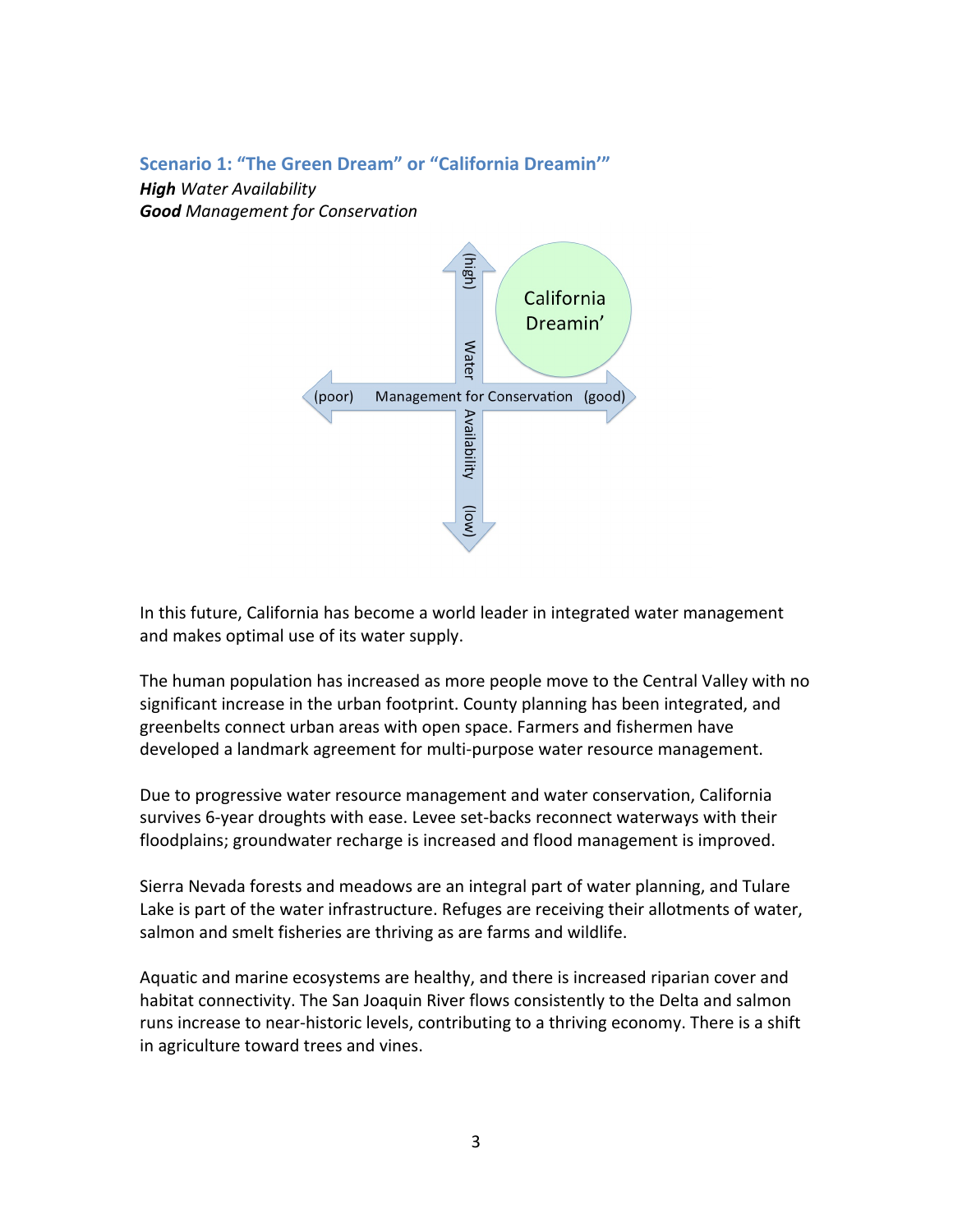### Scenario 1: "The Green Dream" or "California Dreamin'"

***High** Water Availability*
***Good** Management for Conservation*

In this future, California has become a world leader in integrated water management and makes optimal use of its water supply.

The human population has increased as more people move to the Central Valley with no significant increase in the urban footprint. County planning has been integrated, and greenbelts connect urban areas with open space. Farmers and fishermen have developed a landmark agreement for multi-purpose water resource management.

Due to progressive water resource management and water conservation, California survives 6-year droughts with ease. Levee set-backs reconnect waterways with their floodplains; groundwater recharge is increased and flood management is improved.

Sierra Nevada forests and meadows are an integral part of water planning, and Tulare Lake is part of the water infrastructure. Refuges are receiving their allotments of water, salmon and smelt fisheries are thriving as are farms and wildlife.

Aquatic and marine ecosystems are healthy, and there is increased riparian cover and habitat connectivity. The San Joaquin River flows consistently to the Delta and salmon runs increase to near-historic levels, contributing to a thriving economy. There is a shift in agriculture toward trees and vines.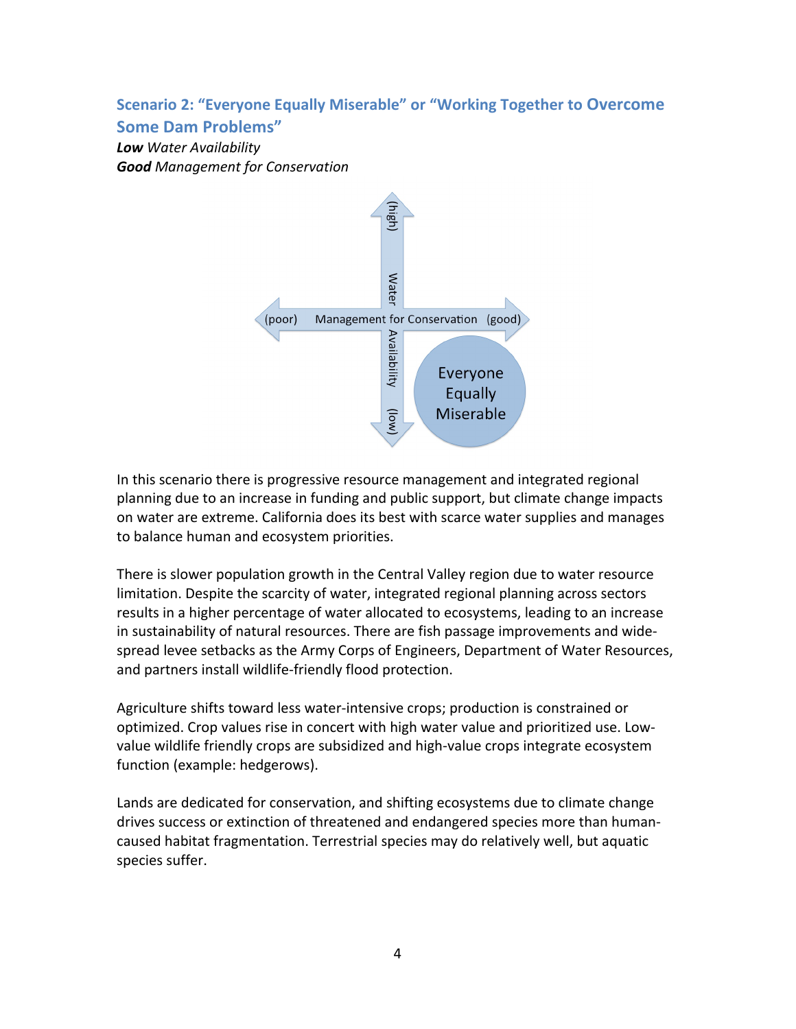### Scenario 2: "Everyone Equally Miserable" or "Working Together to Overcome Some Dam Problems"

***Low*** *Water Availability*
***Good*** *Management for Conservation*

In this scenario there is progressive resource management and integrated regional planning due to an increase in funding and public support, but climate change impacts on water are extreme. California does its best with scarce water supplies and manages to balance human and ecosystem priorities.

There is slower population growth in the Central Valley region due to water resource limitation. Despite the scarcity of water, integrated regional planning across sectors results in a higher percentage of water allocated to ecosystems, leading to an increase in sustainability of natural resources. There are fish passage improvements and wide-spread levee setbacks as the Army Corps of Engineers, Department of Water Resources, and partners install wildlife-friendly flood protection.

Agriculture shifts toward less water-intensive crops; production is constrained or optimized. Crop values rise in concert with high water value and prioritized use. Low-value wildlife friendly crops are subsidized and high-value crops integrate ecosystem function (example: hedgerows).

Lands are dedicated for conservation, and shifting ecosystems due to climate change drives success or extinction of threatened and endangered species more than human-caused habitat fragmentation. Terrestrial species may do relatively well, but aquatic species suffer.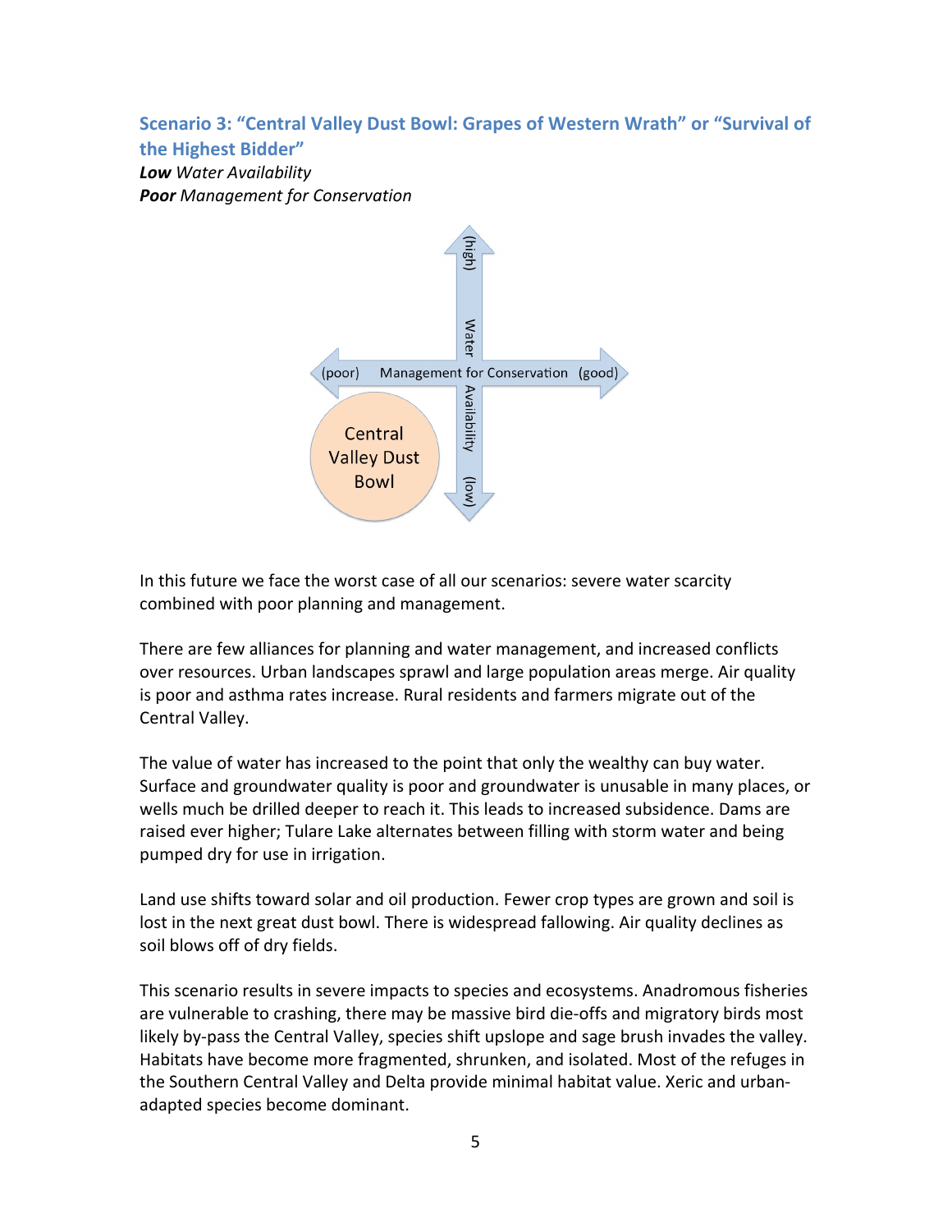## Scenario 3: "Central Valley Dust Bowl: Grapes of Western Wrath" or "Survival of the Highest Bidder"

***Low** Water Availability*
***Poor** Management for Conservation*

In this future we face the worst case of all our scenarios: severe water scarcity combined with poor planning and management.

There are few alliances for planning and water management, and increased conflicts over resources. Urban landscapes sprawl and large population areas merge. Air quality is poor and asthma rates increase. Rural residents and farmers migrate out of the Central Valley.

The value of water has increased to the point that only the wealthy can buy water. Surface and groundwater quality is poor and groundwater is unusable in many places, or wells much be drilled deeper to reach it. This leads to increased subsidence. Dams are raised ever higher; Tulare Lake alternates between filling with storm water and being pumped dry for use in irrigation.

Land use shifts toward solar and oil production. Fewer crop types are grown and soil is lost in the next great dust bowl. There is widespread fallowing. Air quality declines as soil blows off of dry fields.

This scenario results in severe impacts to species and ecosystems. Anadromous fisheries are vulnerable to crashing, there may be massive bird die-offs and migratory birds most likely by-pass the Central Valley, species shift upslope and sage brush invades the valley. Habitats have become more fragmented, shrunken, and isolated. Most of the refuges in the Southern Central Valley and Delta provide minimal habitat value. Xeric and urban-adapted species become dominant.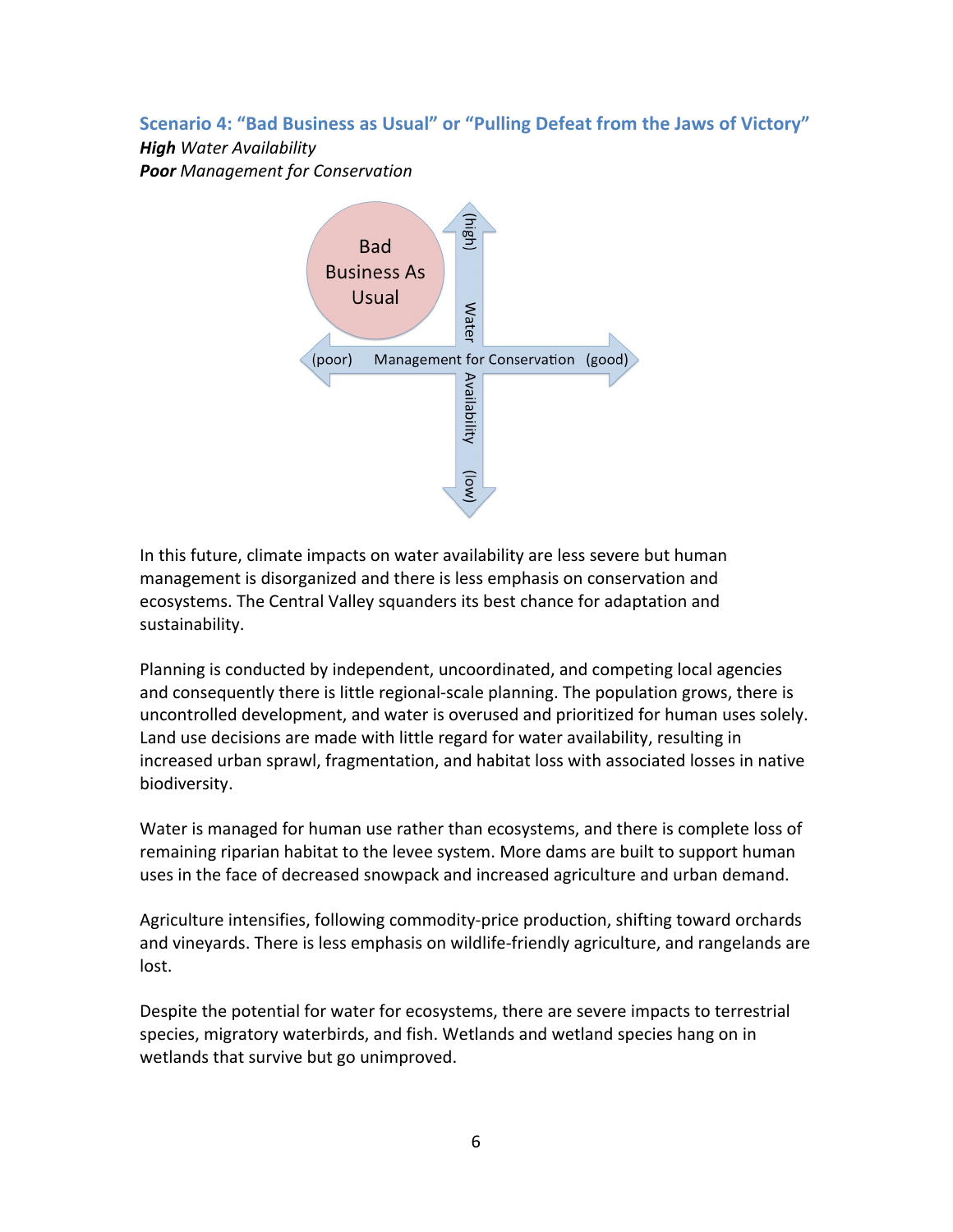### Scenario 4: “Bad Business as Usual” or “Pulling Defeat from the Jaws of Victory”

***High*** *Water Availability*
***Poor*** *Management for Conservation*

Bad Business As Usual
(high) Water Availability (low)
(poor) Management for Conservation (good)

In this future, climate impacts on water availability are less severe but human management is disorganized and there is less emphasis on conservation and ecosystems. The Central Valley squanders its best chance for adaptation and sustainability.

Planning is conducted by independent, uncoordinated, and competing local agencies and consequently there is little regional-scale planning. The population grows, there is uncontrolled development, and water is overused and prioritized for human uses solely. Land use decisions are made with little regard for water availability, resulting in increased urban sprawl, fragmentation, and habitat loss with associated losses in native biodiversity.

Water is managed for human use rather than ecosystems, and there is complete loss of remaining riparian habitat to the levee system. More dams are built to support human uses in the face of decreased snowpack and increased agriculture and urban demand.

Agriculture intensifies, following commodity-price production, shifting toward orchards and vineyards. There is less emphasis on wildlife-friendly agriculture, and rangelands are lost.

Despite the potential for water for ecosystems, there are severe impacts to terrestrial species, migratory waterbirds, and fish. Wetlands and wetland species hang on in wetlands that survive but go unimproved.